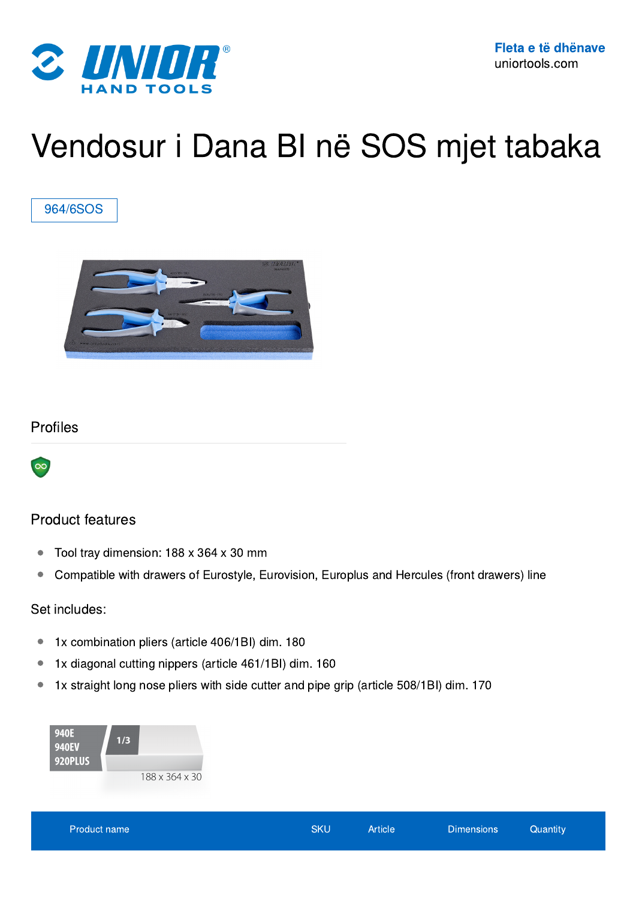Fleta e të dhënave
uniortools.com

# Vendosur i Dana BI në SOS mjet tabaka

964/6SOS

## Profiles

## Product features

- Tool tray dimension: 188 x 364 x 30 mm
- Compatible with drawers of Eurostyle, Eurovision, Europlus and Hercules (front drawers) line

Set includes:

- 1x combination pliers (article 406/1BI) dim. 180
- 1x diagonal cutting nippers (article 461/1BI) dim. 160
- 1x straight long nose pliers with side cutter and pipe grip (article 508/1BI) dim. 170

940E
940EV
920PLUS
1/3
188 x 364 x 30

| Product name | SKU | Article | Dimensions | Quantity |
| --- | --- | --- | --- | --- |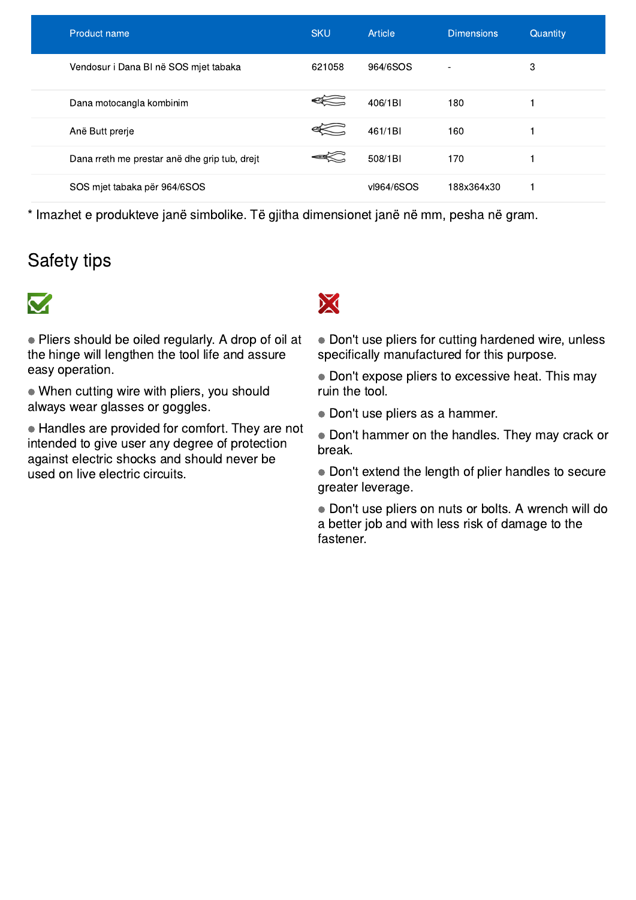| Product name | SKU | Article | Dimensions | Quantity |
|---|---|---|---|---|
| Vendosur i Dana BI në SOS mjet tabaka | 621058 | 964/6SOS | - | 3 |
| Dana motocangla kombinim | | 406/1BI | 180 | 1 |
| Anë Butt prerje | | 461/1BI | 160 | 1 |
| Dana rreth me prestar anë dhe grip tub, drejt | | 508/1BI | 170 | 1 |
| SOS mjet tabaka për 964/6SOS | | vl964/6SOS | 188x364x30 | 1 |

* Imazhet e produkteve janë simbolike. Të gjitha dimensionet janë në mm, pesha në gram.

## Safety tips

- Pliers should be oiled regularly. A drop of oil at the hinge will lengthen the tool life and assure easy operation.
- When cutting wire with pliers, you should always wear glasses or goggles.
- Handles are provided for comfort. They are not intended to give user any degree of protection against electric shocks and should never be used on live electric circuits.

- Don't use pliers for cutting hardened wire, unless specifically manufactured for this purpose.
- Don't expose pliers to excessive heat. This may ruin the tool.
- Don't use pliers as a hammer.
- Don't hammer on the handles. They may crack or break.
- Don't extend the length of plier handles to secure greater leverage.
- Don't use pliers on nuts or bolts. A wrench will do a better job and with less risk of damage to the fastener.